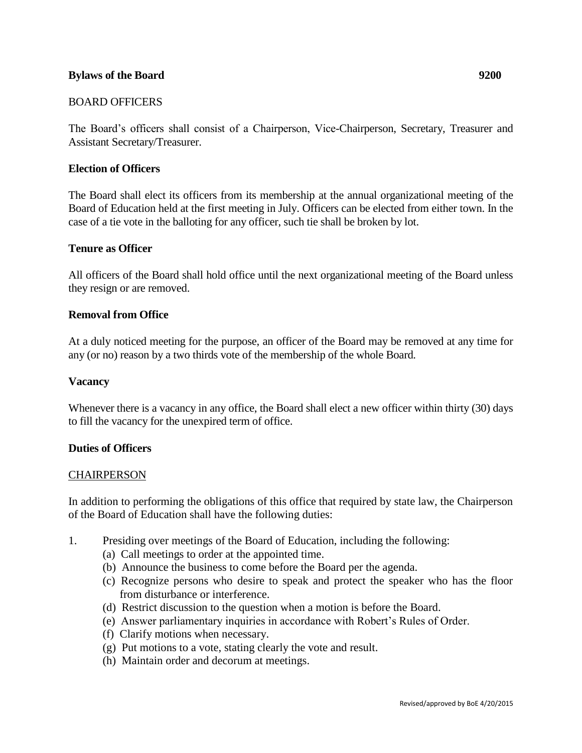**Bylaws of the Board** **9200**

BOARD OFFICERS

The Board's officers shall consist of a Chairperson, Vice-Chairperson, Secretary, Treasurer and Assistant Secretary/Treasurer.

### Election of Officers

The Board shall elect its officers from its membership at the annual organizational meeting of the Board of Education held at the first meeting in July. Officers can be elected from either town. In the case of a tie vote in the balloting for any officer, such tie shall be broken by lot.

### Tenure as Officer

All officers of the Board shall hold office until the next organizational meeting of the Board unless they resign or are removed.

### Removal from Office

At a duly noticed meeting for the purpose, an officer of the Board may be removed at any time for any (or no) reason by a two thirds vote of the membership of the whole Board.

### Vacancy

Whenever there is a vacancy in any office, the Board shall elect a new officer within thirty (30) days to fill the vacancy for the unexpired term of office.

### Duties of Officers

<u>CHAIRPERSON</u>

In addition to performing the obligations of this office that required by state law, the Chairperson of the Board of Education shall have the following duties:

1. Presiding over meetings of the Board of Education, including the following:
   - (a) Call meetings to order at the appointed time.
   - (b) Announce the business to come before the Board per the agenda.
   - (c) Recognize persons who desire to speak and protect the speaker who has the floor from disturbance or interference.
   - (d) Restrict discussion to the question when a motion is before the Board.
   - (e) Answer parliamentary inquiries in accordance with Robert's Rules of Order.
   - (f) Clarify motions when necessary.
   - (g) Put motions to a vote, stating clearly the vote and result.
   - (h) Maintain order and decorum at meetings.

Revised/approved by BoE 4/20/2015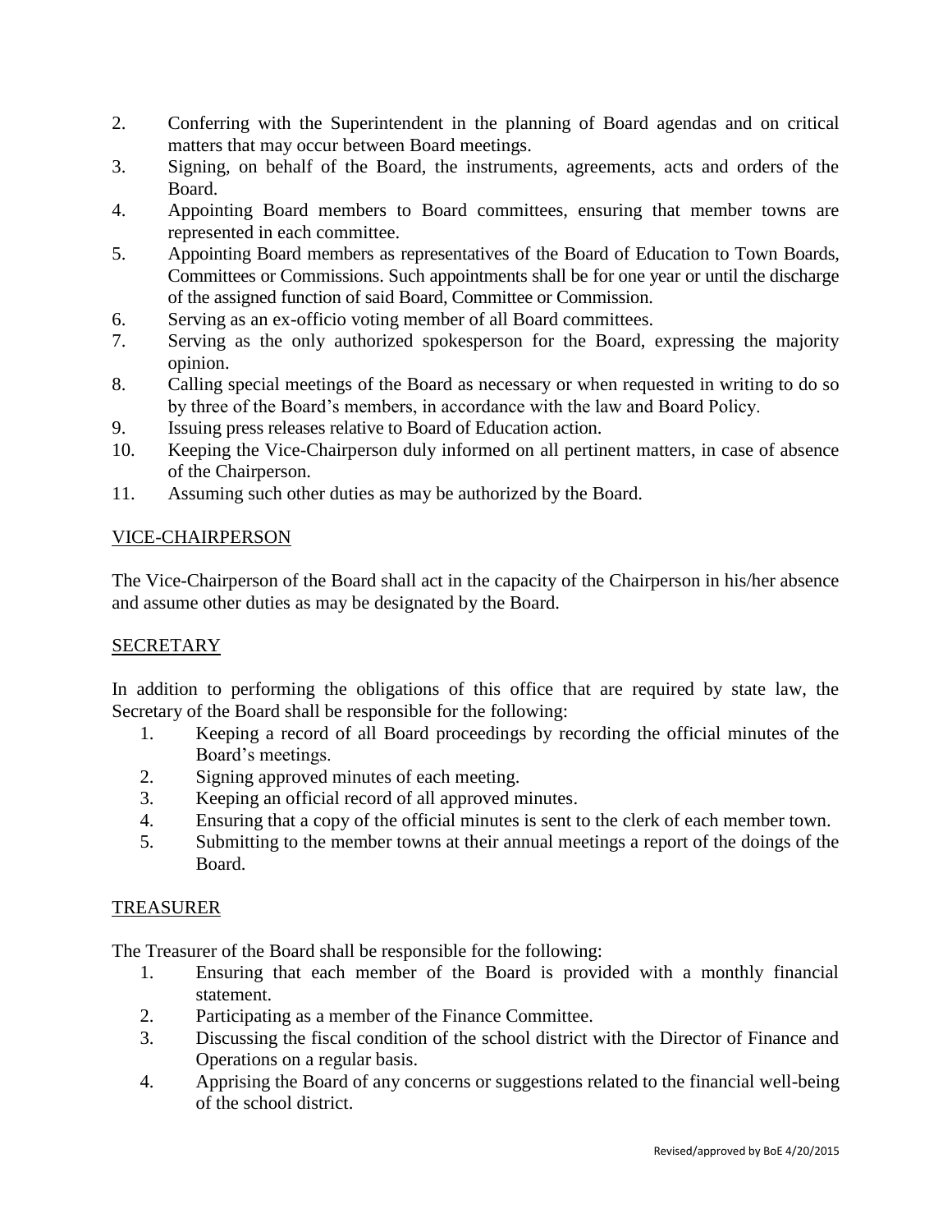2. Conferring with the Superintendent in the planning of Board agendas and on critical matters that may occur between Board meetings.
3. Signing, on behalf of the Board, the instruments, agreements, acts and orders of the Board.
4. Appointing Board members to Board committees, ensuring that member towns are represented in each committee.
5. Appointing Board members as representatives of the Board of Education to Town Boards, Committees or Commissions. Such appointments shall be for one year or until the discharge of the assigned function of said Board, Committee or Commission.
6. Serving as an ex-officio voting member of all Board committees.
7. Serving as the only authorized spokesperson for the Board, expressing the majority opinion.
8. Calling special meetings of the Board as necessary or when requested in writing to do so by three of the Board's members, in accordance with the law and Board Policy.
9. Issuing press releases relative to Board of Education action.
10. Keeping the Vice-Chairperson duly informed on all pertinent matters, in case of absence of the Chairperson.
11. Assuming such other duties as may be authorized by the Board.

## VICE-CHAIRPERSON

The Vice-Chairperson of the Board shall act in the capacity of the Chairperson in his/her absence and assume other duties as may be designated by the Board.

## SECRETARY

In addition to performing the obligations of this office that are required by state law, the Secretary of the Board shall be responsible for the following:

1. Keeping a record of all Board proceedings by recording the official minutes of the Board's meetings.
2. Signing approved minutes of each meeting.
3. Keeping an official record of all approved minutes.
4. Ensuring that a copy of the official minutes is sent to the clerk of each member town.
5. Submitting to the member towns at their annual meetings a report of the doings of the Board.

## TREASURER

The Treasurer of the Board shall be responsible for the following:

1. Ensuring that each member of the Board is provided with a monthly financial statement.
2. Participating as a member of the Finance Committee.
3. Discussing the fiscal condition of the school district with the Director of Finance and Operations on a regular basis.
4. Apprising the Board of any concerns or suggestions related to the financial well-being of the school district.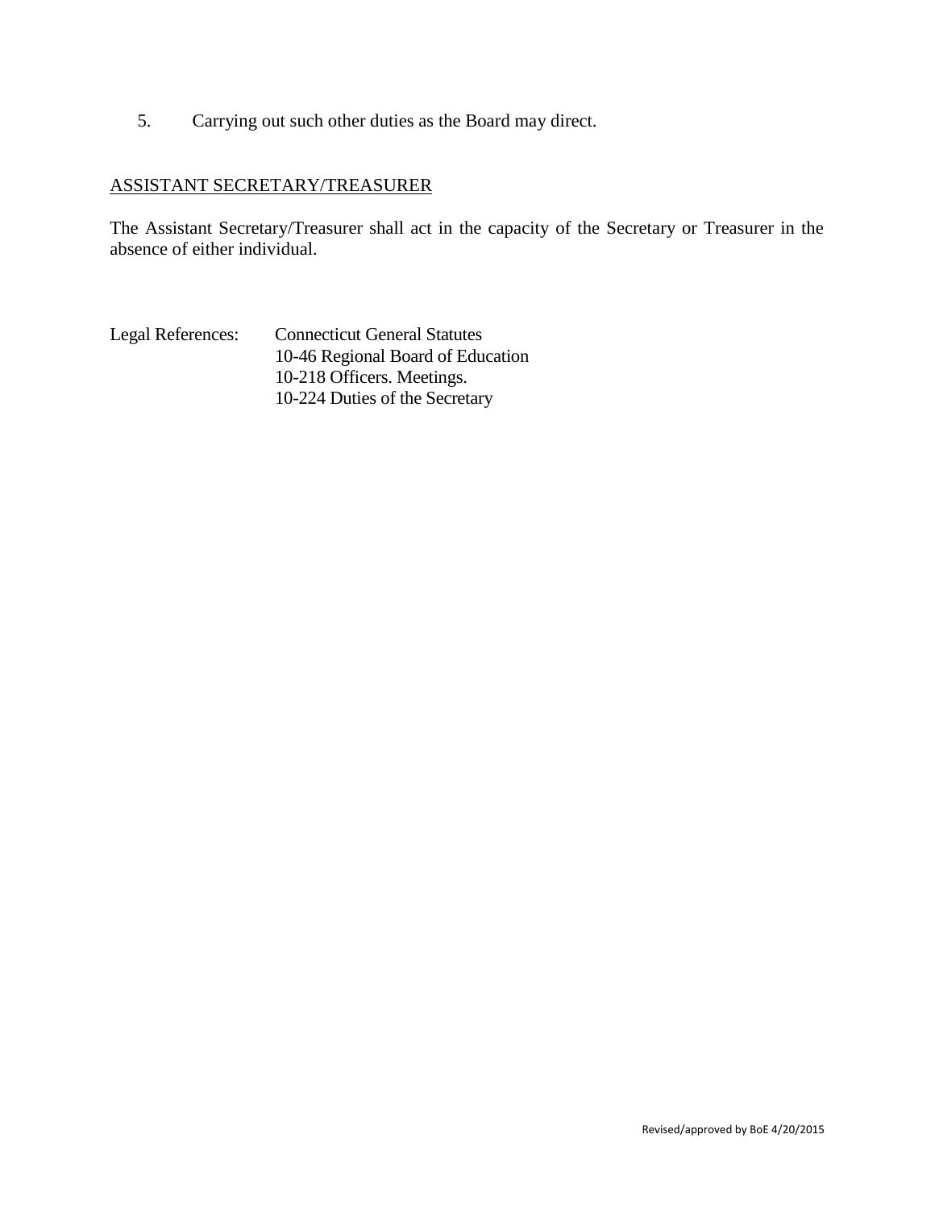5. Carrying out such other duties as the Board may direct.

## ASSISTANT SECRETARY/TREASURER

The Assistant Secretary/Treasurer shall act in the capacity of the Secretary or Treasurer in the absence of either individual.

Legal References: Connecticut General Statutes

10-46 Regional Board of Education

10-218 Officers. Meetings.

10-224 Duties of the Secretary

Revised/approved by BoE 4/20/2015